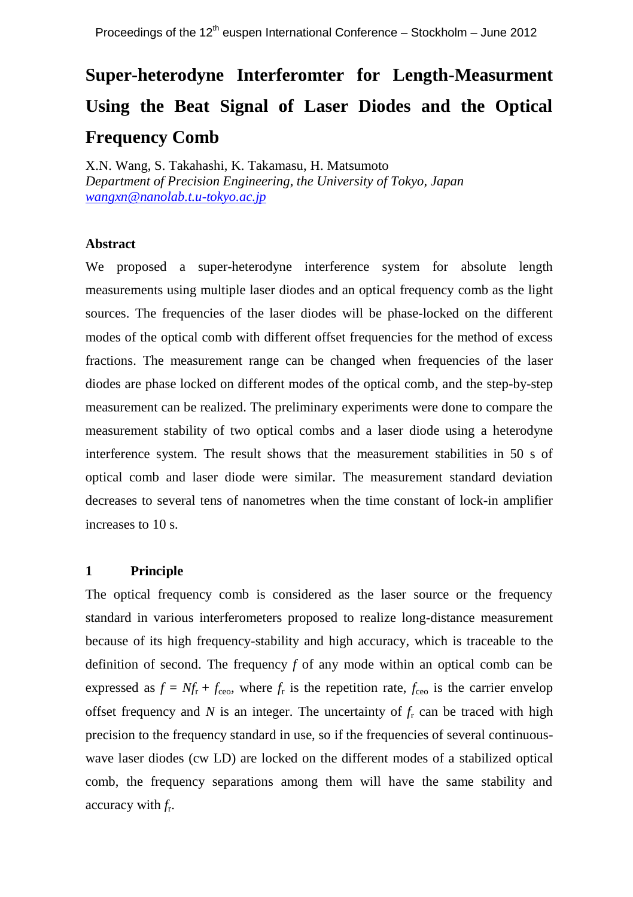# Super-heterodyne Interferomter for Length-Measurment Using the Beat Signal of Laser Diodes and the Optical Frequency Comb

X.N. Wang, S. Takahashi, K. Takamasu, H. Matsumoto
*Department of Precision Engineering, the University of Tokyo, Japan*
wangxn@nanolab.t.u-tokyo.ac.jp

## Abstract

We proposed a super-heterodyne interference system for absolute length measurements using multiple laser diodes and an optical frequency comb as the light sources. The frequencies of the laser diodes will be phase-locked on the different modes of the optical comb with different offset frequencies for the method of excess fractions. The measurement range can be changed when frequencies of the laser diodes are phase locked on different modes of the optical comb, and the step-by-step measurement can be realized. The preliminary experiments were done to compare the measurement stability of two optical combs and a laser diode using a heterodyne interference system. The result shows that the measurement stabilities in 50 s of optical comb and laser diode were similar. The measurement standard deviation decreases to several tens of nanometres when the time constant of lock-in amplifier increases to 10 s.

## 1 Principle

The optical frequency comb is considered as the laser source or the frequency standard in various interferometers proposed to realize long-distance measurement because of its high frequency-stability and high accuracy, which is traceable to the definition of second. The frequency $f$ of any mode within an optical comb can be expressed as $f = Nf_r + f_{ceo}$, where $f_r$ is the repetition rate, $f_{ceo}$ is the carrier envelop offset frequency and $N$ is an integer. The uncertainty of $f_r$ can be traced with high precision to the frequency standard in use, so if the frequencies of several continuous-wave laser diodes (cw LD) are locked on the different modes of a stabilized optical comb, the frequency separations among them will have the same stability and accuracy with $f_r$.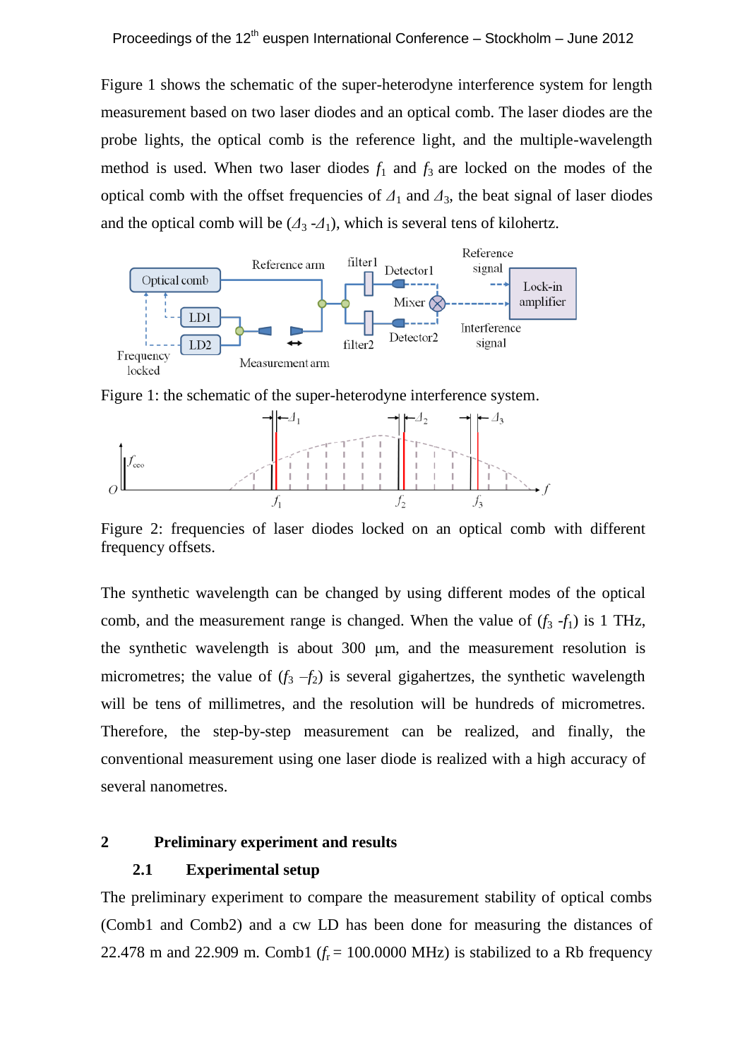Figure 1 shows the schematic of the super-heterodyne interference system for length measurement based on two laser diodes and an optical comb. The laser diodes are the probe lights, the optical comb is the reference light, and the multiple-wavelength method is used. When two laser diodes $f_1$ and $f_3$ are locked on the modes of the optical comb with the offset frequencies of $\Delta_1$ and $\Delta_3$, the beat signal of laser diodes and the optical comb will be ($\Delta_3$ -$\Delta_1$), which is several tens of kilohertz.

Figure 1: the schematic of the super-heterodyne interference system.

Figure 2: frequencies of laser diodes locked on an optical comb with different frequency offsets.

The synthetic wavelength can be changed by using different modes of the optical comb, and the measurement range is changed. When the value of ($f_3$ -$f_1$) is 1 THz, the synthetic wavelength is about 300 μm, and the measurement resolution is micrometres; the value of ($f_3$ –$f_2$) is several gigahertzes, the synthetic wavelength will be tens of millimetres, and the resolution will be hundreds of micrometres. Therefore, the step-by-step measurement can be realized, and finally, the conventional measurement using one laser diode is realized with a high accuracy of several nanometres.

## 2 Preliminary experiment and results

### 2.1 Experimental setup

The preliminary experiment to compare the measurement stability of optical combs (Comb1 and Comb2) and a cw LD has been done for measuring the distances of 22.478 m and 22.909 m. Comb1 ($f_r$ = 100.0000 MHz) is stabilized to a Rb frequency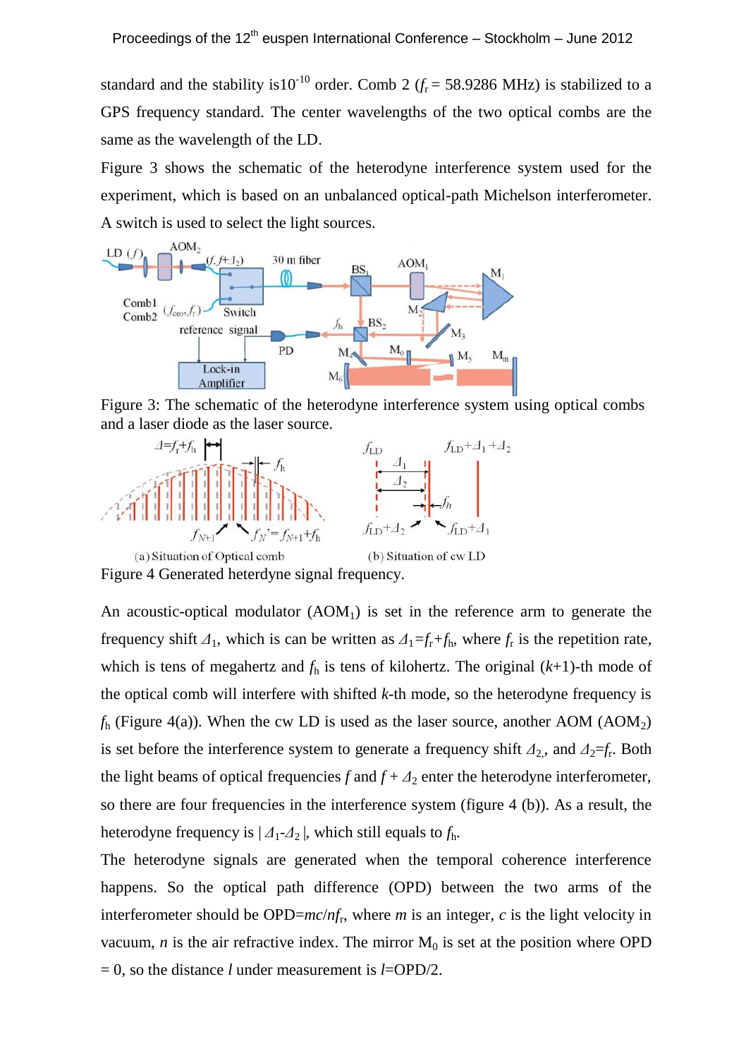standard and the stability is$10^{-10}$ order. Comb 2 ($f_r$ = 58.9286 MHz) is stabilized to a GPS frequency standard. The center wavelengths of the two optical combs are the same as the wavelength of the LD.

Figure 3 shows the schematic of the heterodyne interference system used for the experiment, which is based on an unbalanced optical-path Michelson interferometer. A switch is used to select the light sources.

Figure 3: The schematic of the heterodyne interference system using optical combs and a laser diode as the laser source.

(a) Situation of Optical comb (b) Situation of cw LD

Figure 4 Generated heterdyne signal frequency.

An acoustic-optical modulator ($AOM_1$) is set in the reference arm to generate the frequency shift $\Delta_1$, which is can be written as $\Delta_1 = f_r + f_h$, where $f_r$ is the repetition rate, which is tens of megahertz and $f_h$ is tens of kilohertz. The original ($k$+1)-th mode of the optical comb will interfere with shifted $k$-th mode, so the heterodyne frequency is $f_h$ (Figure 4(a)). When the cw LD is used as the laser source, another AOM ($AOM_2$) is set before the interference system to generate a frequency shift $\Delta_2$, and $\Delta_2 = f_r$. Both the light beams of optical frequencies $f$ and $f + \Delta_2$ enter the heterodyne interferometer, so there are four frequencies in the interference system (figure 4 (b)). As a result, the heterodyne frequency is $|\Delta_1 - \Delta_2|$, which still equals to $f_h$.

The heterodyne signals are generated when the temporal coherence interference happens. So the optical path difference (OPD) between the two arms of the interferometer should be OPD=$mc/nf_r$, where $m$ is an integer, $c$ is the light velocity in vacuum, $n$ is the air refractive index. The mirror $M_0$ is set at the position where OPD = 0, so the distance $l$ under measurement is $l$=OPD/2.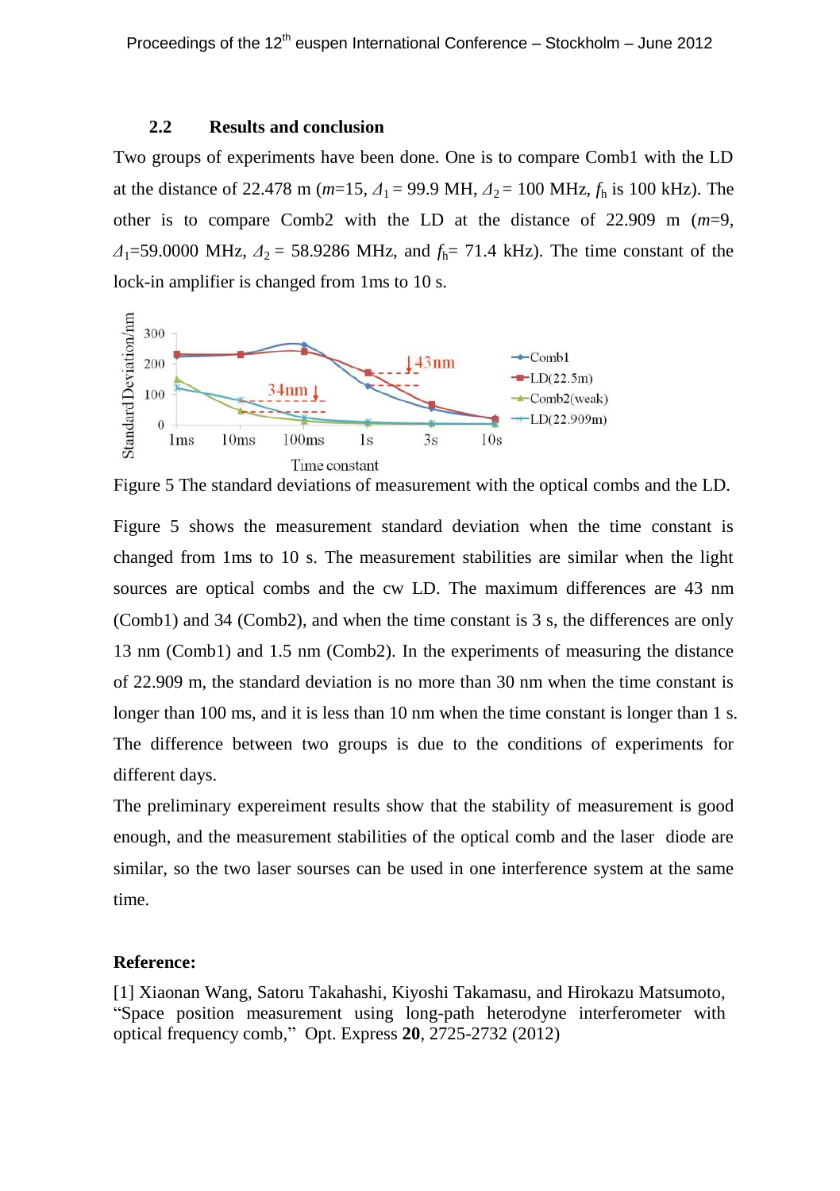## 2.2 Results and conclusion

Two groups of experiments have been done. One is to compare Comb1 with the LD at the distance of 22.478 m ($m$=15, $\Delta_1$ = 99.9 MH, $\Delta_2$ = 100 MHz, $f_h$ is 100 kHz). The other is to compare Comb2 with the LD at the distance of 22.909 m ($m$=9, $\Delta_1$=59.0000 MHz, $\Delta_2$ = 58.9286 MHz, and $f_h$= 71.4 kHz). The time constant of the lock-in amplifier is changed from 1ms to 10 s.

Standard Deviation/nm

300
200
100
0

1ms
10ms
100ms
1s
3s
10s

Time constant

43nm
34nm

Comb1
LD(22.5m)
Comb2(weak)
LD(22.909m)

Figure 5 The standard deviations of measurement with the optical combs and the LD.

Figure 5 shows the measurement standard deviation when the time constant is changed from 1ms to 10 s. The measurement stabilities are similar when the light sources are optical combs and the cw LD. The maximum differences are 43 nm (Comb1) and 34 (Comb2), and when the time constant is 3 s, the differences are only 13 nm (Comb1) and 1.5 nm (Comb2). In the experiments of measuring the distance of 22.909 m, the standard deviation is no more than 30 nm when the time constant is longer than 100 ms, and it is less than 10 nm when the time constant is longer than 1 s. The difference between two groups is due to the conditions of experiments for different days.

The preliminary expereiment results show that the stability of measurement is good enough, and the measurement stabilities of the optical comb and the laser diode are similar, so the two laser sourses can be used in one interference system at the same time.

**Reference:**

[1] Xiaonan Wang, Satoru Takahashi, Kiyoshi Takamasu, and Hirokazu Matsumoto, "Space position measurement using long-path heterodyne interferometer with optical frequency comb," Opt. Express **20**, 2725-2732 (2012)